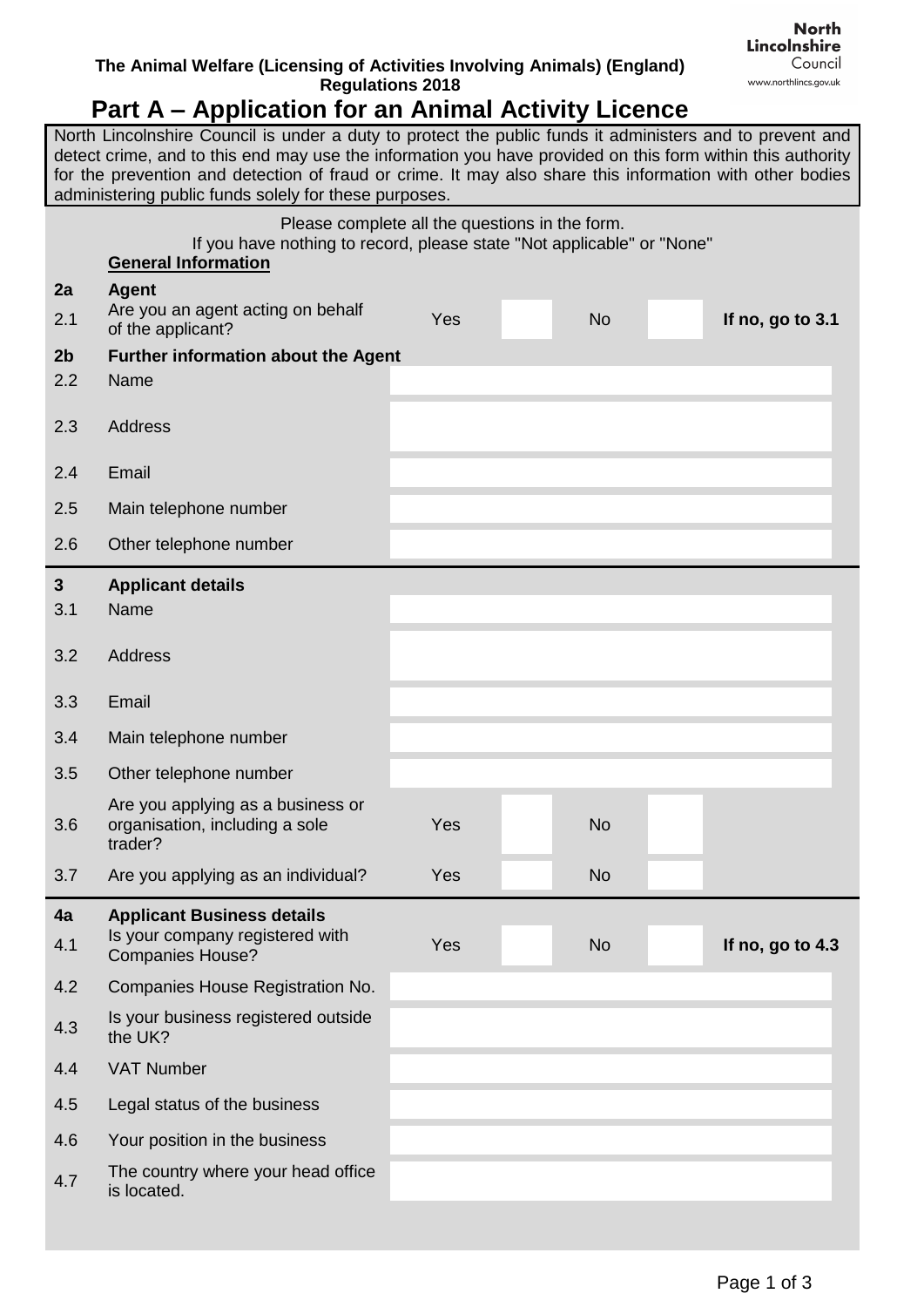**The Animal Welfare (Licensing of Activities Involving Animals) (England) Regulations 2018**

North Lincolnshire Council
www.northlincs.gov.uk

# Part A – Application for an Animal Activity Licence

North Lincolnshire Council is under a duty to protect the public funds it administers and to prevent and detect crime, and to this end may use the information you have provided on this form within this authority for the prevention and detection of fraud or crime. It may also share this information with other bodies administering public funds solely for these purposes.

Please complete all the questions in the form.
If you have nothing to record, please state "Not applicable" or "None"

**General Information**

| | | | | | | |
|---|---|---|---|---|---|---|
| **2a** | **Agent** | | | | | |
| 2.1 | Are you an agent acting on behalf of the applicant? | Yes | | No | | **If no, go to 3.1** |
| **2b** | **Further information about the Agent** | | | | | |
| 2.2 | Name | | | | | |
| 2.3 | Address | | | | | |
| 2.4 | Email | | | | | |
| 2.5 | Main telephone number | | | | | |
| 2.6 | Other telephone number | | | | | |
| **3** | **Applicant details** | | | | | |
| 3.1 | Name | | | | | |
| 3.2 | Address | | | | | |
| 3.3 | Email | | | | | |
| 3.4 | Main telephone number | | | | | |
| 3.5 | Other telephone number | | | | | |
| 3.6 | Are you applying as a business or organisation, including a sole trader? | Yes | | No | | |
| 3.7 | Are you applying as an individual? | Yes | | No | | |
| **4a** | **Applicant Business details** | | | | | |
| 4.1 | Is your company registered with Companies House? | Yes | | No | | **If no, go to 4.3** |
| 4.2 | Companies House Registration No. | | | | | |
| 4.3 | Is your business registered outside the UK? | | | | | |
| 4.4 | VAT Number | | | | | |
| 4.5 | Legal status of the business | | | | | |
| 4.6 | Your position in the business | | | | | |
| 4.7 | The country where your head office is located. | | | | | |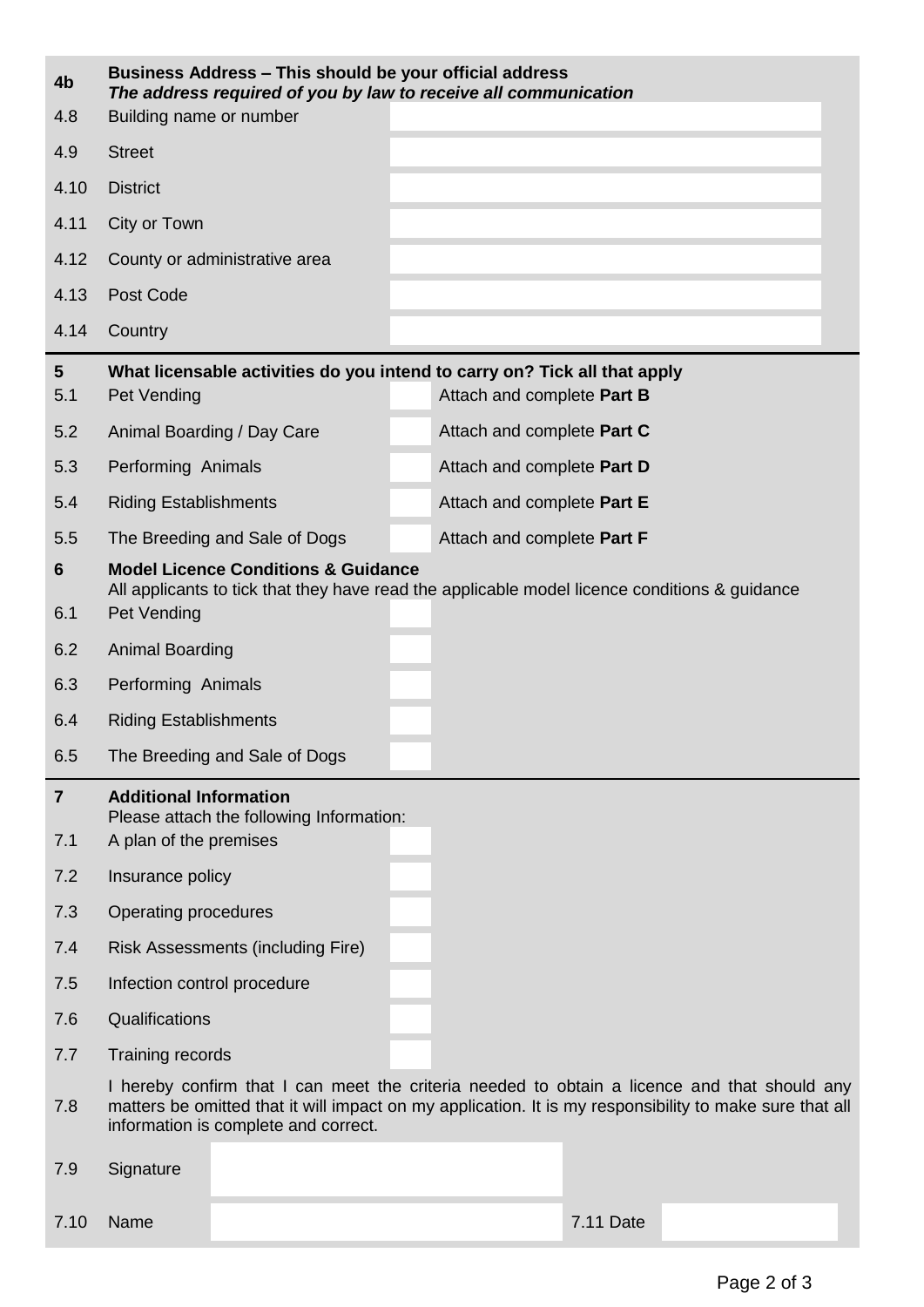| | | |
|---|---|---|
| **4b** | **Business Address – This should be your official address** ***The address required of you by law to receive all communication*** | |
| 4.8 | Building name or number | |
| 4.9 | Street | |
| 4.10 | District | |
| 4.11 | City or Town | |
| 4.12 | County or administrative area | |
| 4.13 | Post Code | |
| 4.14 | Country | |

| | | | |
|---|---|---|---|
| **5** | **What licensable activities do you intend to carry on? Tick all that apply** | | |
| 5.1 | Pet Vending | | Attach and complete **Part B** |
| 5.2 | Animal Boarding / Day Care | | Attach and complete **Part C** |
| 5.3 | Performing Animals | | Attach and complete **Part D** |
| 5.4 | Riding Establishments | | Attach and complete **Part E** |
| 5.5 | The Breeding and Sale of Dogs | | Attach and complete **Part F** |

| | | |
|---|---|---|
| **6** | **Model Licence Conditions & Guidance** All applicants to tick that they have read the applicable model licence conditions & guidance | |
| 6.1 | Pet Vending | |
| 6.2 | Animal Boarding | |
| 6.3 | Performing Animals | |
| 6.4 | Riding Establishments | |
| 6.5 | The Breeding and Sale of Dogs | |

| | | |
|---|---|---|
| **7** | **Additional Information** Please attach the following Information: | |
| 7.1 | A plan of the premises | |
| 7.2 | Insurance policy | |
| 7.3 | Operating procedures | |
| 7.4 | Risk Assessments (including Fire) | |
| 7.5 | Infection control procedure | |
| 7.6 | Qualifications | |
| 7.7 | Training records | |

7.8 I hereby confirm that I can meet the criteria needed to obtain a licence and that should any matters be omitted that it will impact on my application. It is my responsibility to make sure that all information is complete and correct.

| | | | | |
|---|---|---|---|---|
| 7.9 | Signature | | | |
| 7.10 | Name | | 7.11 Date | |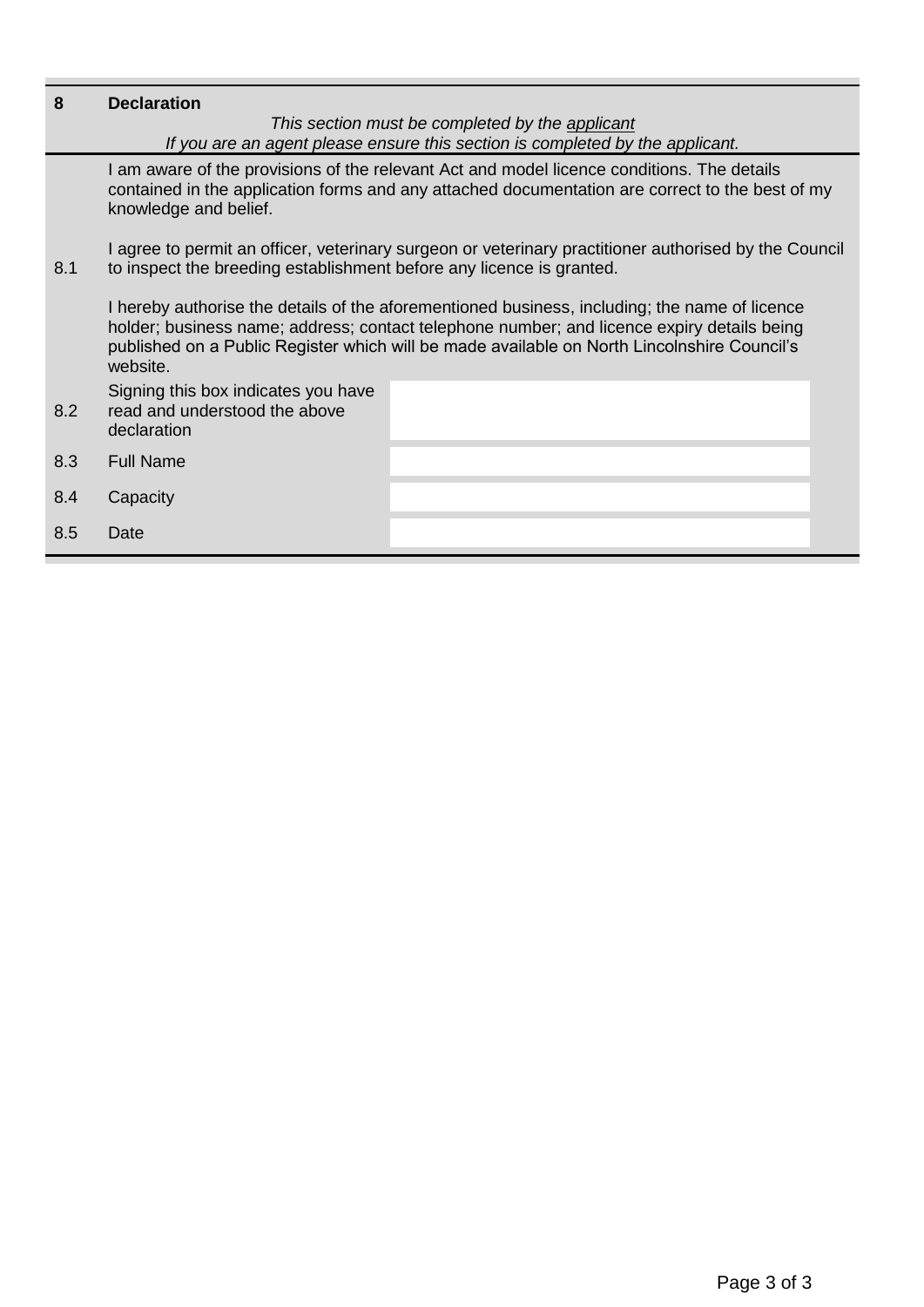## 8 Declaration

*This section must be completed by the applicant*
*If you are an agent please ensure this section is completed by the applicant.*

| | | |
|---|---|---|
| 8.1 | I am aware of the provisions of the relevant Act and model licence conditions. The details contained in the application forms and any attached documentation are correct to the best of my knowledge and belief.<br><br>I agree to permit an officer, veterinary surgeon or veterinary practitioner authorised by the Council to inspect the breeding establishment before any licence is granted.<br><br>I hereby authorise the details of the aforementioned business, including; the name of licence holder; business name; address; contact telephone number; and licence expiry details being published on a Public Register which will be made available on North Lincolnshire Council's website. | |
| 8.2 | Signing this box indicates you have read and understood the above declaration | |
| 8.3 | Full Name | |
| 8.4 | Capacity | |
| 8.5 | Date | |